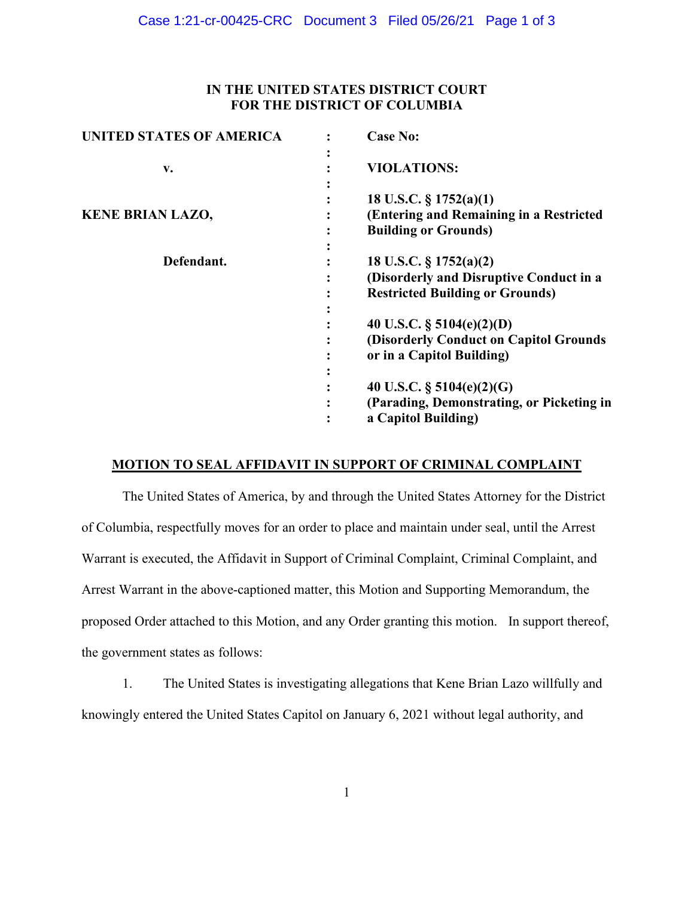**IN THE UNITED STATES DISTRICT COURT**
**FOR THE DISTRICT OF COLUMBIA**

| | | |
|---|---|---|
| **UNITED STATES OF AMERICA** | : | **Case No:** |
| **v.** | : | **VIOLATIONS:** |
| **KENE BRIAN LAZO,** | : | **18 U.S.C. § 1752(a)(1)** **(Entering and Remaining in a Restricted Building or Grounds)** |
| **Defendant.** | : | **18 U.S.C. § 1752(a)(2)** **(Disorderly and Disruptive Conduct in a Restricted Building or Grounds)** |
| | : | **40 U.S.C. § 5104(e)(2)(D)** **(Disorderly Conduct on Capitol Grounds or in a Capitol Building)** |
| | : | **40 U.S.C. § 5104(e)(2)(G)** **(Parading, Demonstrating, or Picketing in a Capitol Building)** |

**MOTION TO SEAL AFFIDAVIT IN SUPPORT OF CRIMINAL COMPLAINT**

The United States of America, by and through the United States Attorney for the District of Columbia, respectfully moves for an order to place and maintain under seal, until the Arrest Warrant is executed, the Affidavit in Support of Criminal Complaint, Criminal Complaint, and Arrest Warrant in the above-captioned matter, this Motion and Supporting Memorandum, the proposed Order attached to this Motion, and any Order granting this motion. In support thereof, the government states as follows:

1. The United States is investigating allegations that Kene Brian Lazo willfully and knowingly entered the United States Capitol on January 6, 2021 without legal authority, and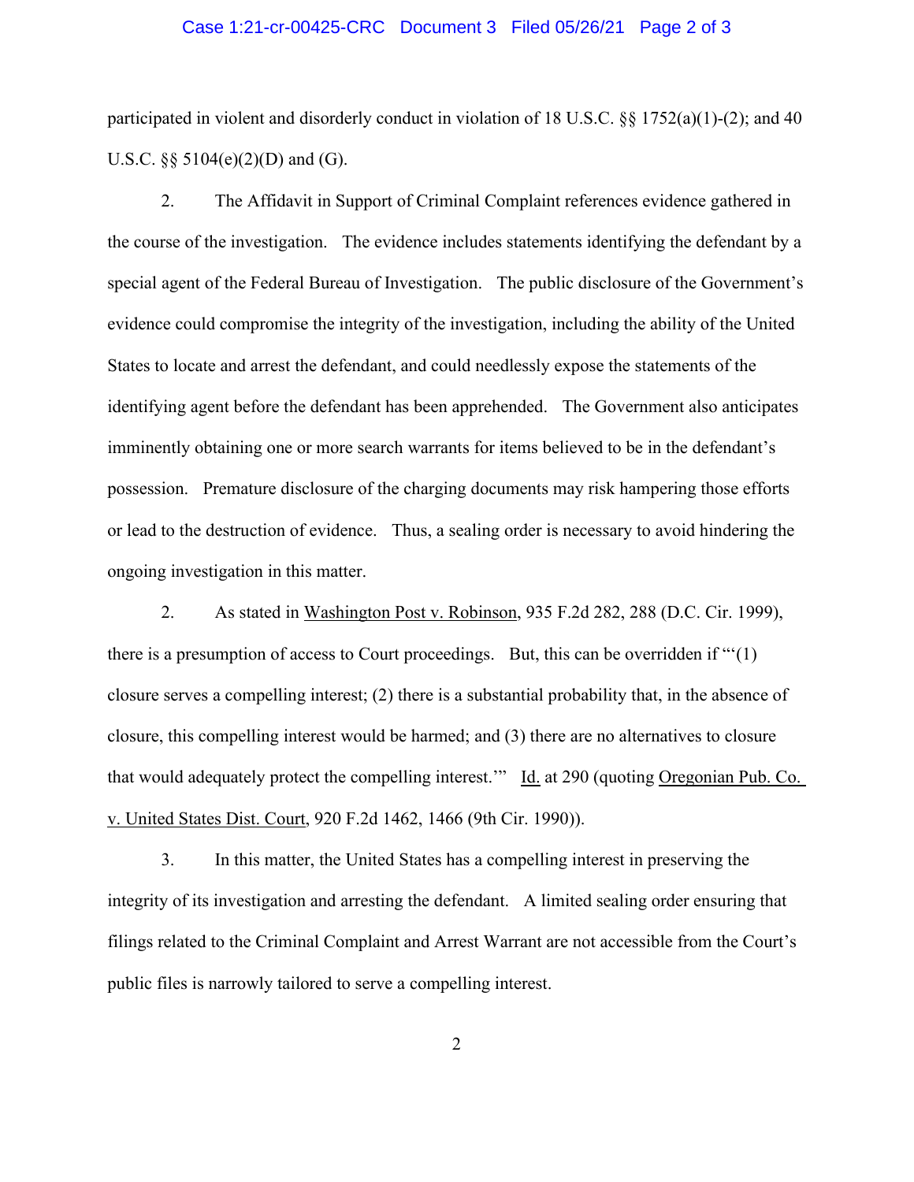participated in violent and disorderly conduct in violation of 18 U.S.C. §§ 1752(a)(1)-(2); and 40 U.S.C. §§ 5104(e)(2)(D) and (G).

2. The Affidavit in Support of Criminal Complaint references evidence gathered in the course of the investigation. The evidence includes statements identifying the defendant by a special agent of the Federal Bureau of Investigation. The public disclosure of the Government's evidence could compromise the integrity of the investigation, including the ability of the United States to locate and arrest the defendant, and could needlessly expose the statements of the identifying agent before the defendant has been apprehended. The Government also anticipates imminently obtaining one or more search warrants for items believed to be in the defendant's possession. Premature disclosure of the charging documents may risk hampering those efforts or lead to the destruction of evidence. Thus, a sealing order is necessary to avoid hindering the ongoing investigation in this matter.

2. As stated in Washington Post v. Robinson, 935 F.2d 282, 288 (D.C. Cir. 1999), there is a presumption of access to Court proceedings. But, this can be overridden if "'(1) closure serves a compelling interest; (2) there is a substantial probability that, in the absence of closure, this compelling interest would be harmed; and (3) there are no alternatives to closure that would adequately protect the compelling interest.'" Id. at 290 (quoting Oregonian Pub. Co. v. United States Dist. Court, 920 F.2d 1462, 1466 (9th Cir. 1990)).

3. In this matter, the United States has a compelling interest in preserving the integrity of its investigation and arresting the defendant. A limited sealing order ensuring that filings related to the Criminal Complaint and Arrest Warrant are not accessible from the Court's public files is narrowly tailored to serve a compelling interest.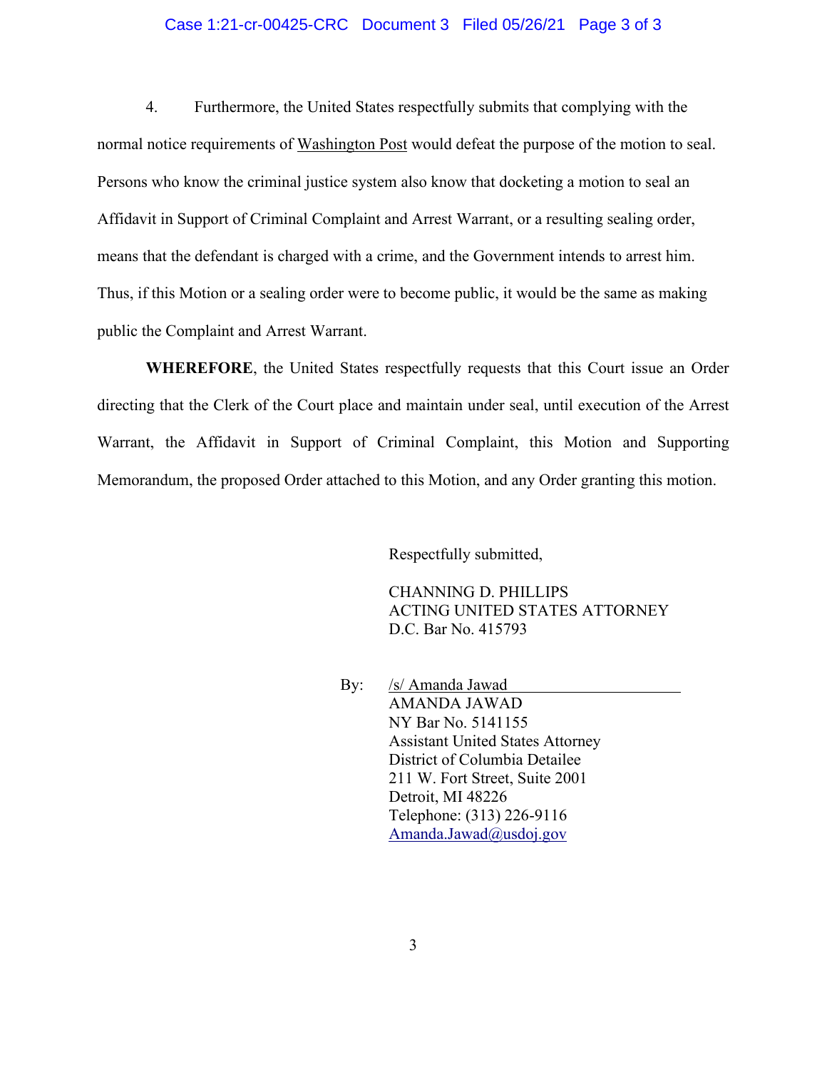4. Furthermore, the United States respectfully submits that complying with the normal notice requirements of Washington Post would defeat the purpose of the motion to seal. Persons who know the criminal justice system also know that docketing a motion to seal an Affidavit in Support of Criminal Complaint and Arrest Warrant, or a resulting sealing order, means that the defendant is charged with a crime, and the Government intends to arrest him. Thus, if this Motion or a sealing order were to become public, it would be the same as making public the Complaint and Arrest Warrant.

**WHEREFORE**, the United States respectfully requests that this Court issue an Order directing that the Clerk of the Court place and maintain under seal, until execution of the Arrest Warrant, the Affidavit in Support of Criminal Complaint, this Motion and Supporting Memorandum, the proposed Order attached to this Motion, and any Order granting this motion.

Respectfully submitted,

CHANNING D. PHILLIPS
ACTING UNITED STATES ATTORNEY
D.C. Bar No. 415793

By: /s/ Amanda Jawad
AMANDA JAWAD
NY Bar No. 5141155
Assistant United States Attorney
District of Columbia Detailee
211 W. Fort Street, Suite 2001
Detroit, MI 48226
Telephone: (313) 226-9116
Amanda.Jawad@usdoj.gov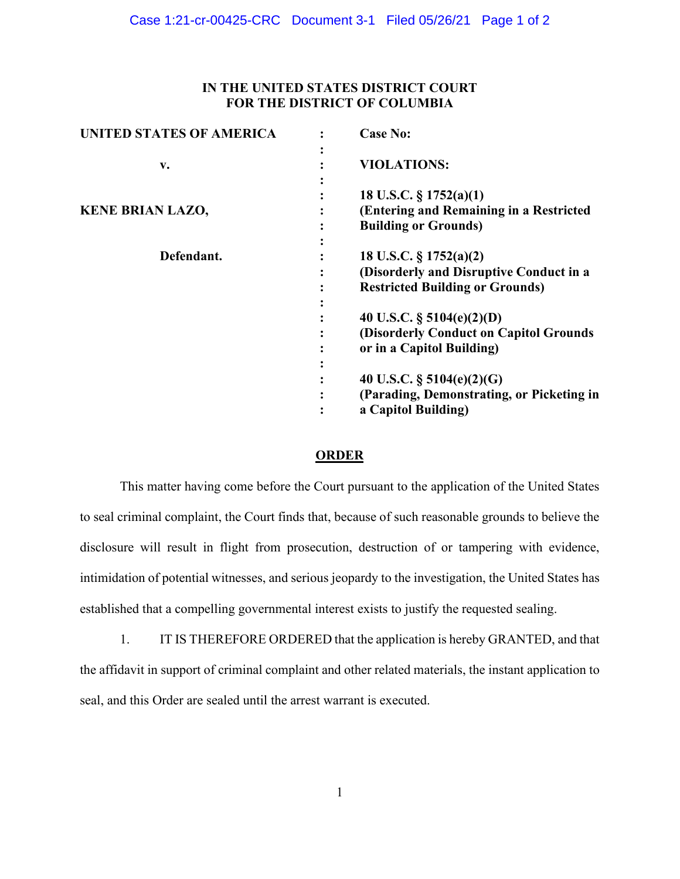**IN THE UNITED STATES DISTRICT COURT**
**FOR THE DISTRICT OF COLUMBIA**

| | | |
|---|---|---|
| **UNITED STATES OF AMERICA** | : | **Case No:** |
| | : | |
| **v.** | : | **VIOLATIONS:** |
| | : | |
| | : | **18 U.S.C. § 1752(a)(1)** |
| **KENE BRIAN LAZO,** | : | **(Entering and Remaining in a Restricted** |
| | : | **Building or Grounds)** |
| | : | |
| **Defendant.** | : | **18 U.S.C. § 1752(a)(2)** |
| | : | **(Disorderly and Disruptive Conduct in a** |
| | : | **Restricted Building or Grounds)** |
| | : | |
| | : | **40 U.S.C. § 5104(e)(2)(D)** |
| | : | **(Disorderly Conduct on Capitol Grounds** |
| | : | **or in a Capitol Building)** |
| | : | |
| | : | **40 U.S.C. § 5104(e)(2)(G)** |
| | : | **(Parading, Demonstrating, or Picketing in** |
| | : | **a Capitol Building)** |

## ORDER

This matter having come before the Court pursuant to the application of the United States to seal criminal complaint, the Court finds that, because of such reasonable grounds to believe the disclosure will result in flight from prosecution, destruction of or tampering with evidence, intimidation of potential witnesses, and serious jeopardy to the investigation, the United States has established that a compelling governmental interest exists to justify the requested sealing.

1. IT IS THEREFORE ORDERED that the application is hereby GRANTED, and that the affidavit in support of criminal complaint and other related materials, the instant application to seal, and this Order are sealed until the arrest warrant is executed.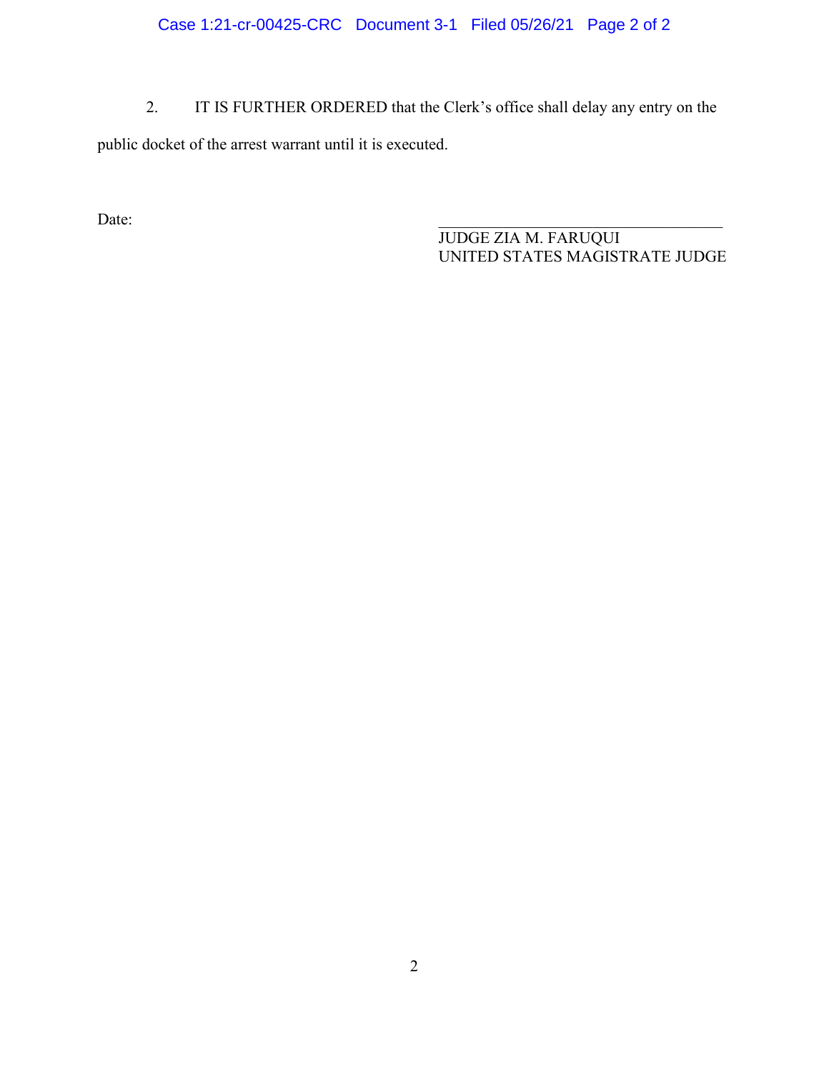2. IT IS FURTHER ORDERED that the Clerk's office shall delay any entry on the public docket of the arrest warrant until it is executed.

Date:

\_\_\_\_\_\_\_\_\_\_\_\_\_\_\_\_\_\_\_\_\_\_\_\_\_\_\_\_\_\_\_\_\_\_\_

JUDGE ZIA M. FARUQUI
UNITED STATES MAGISTRATE JUDGE